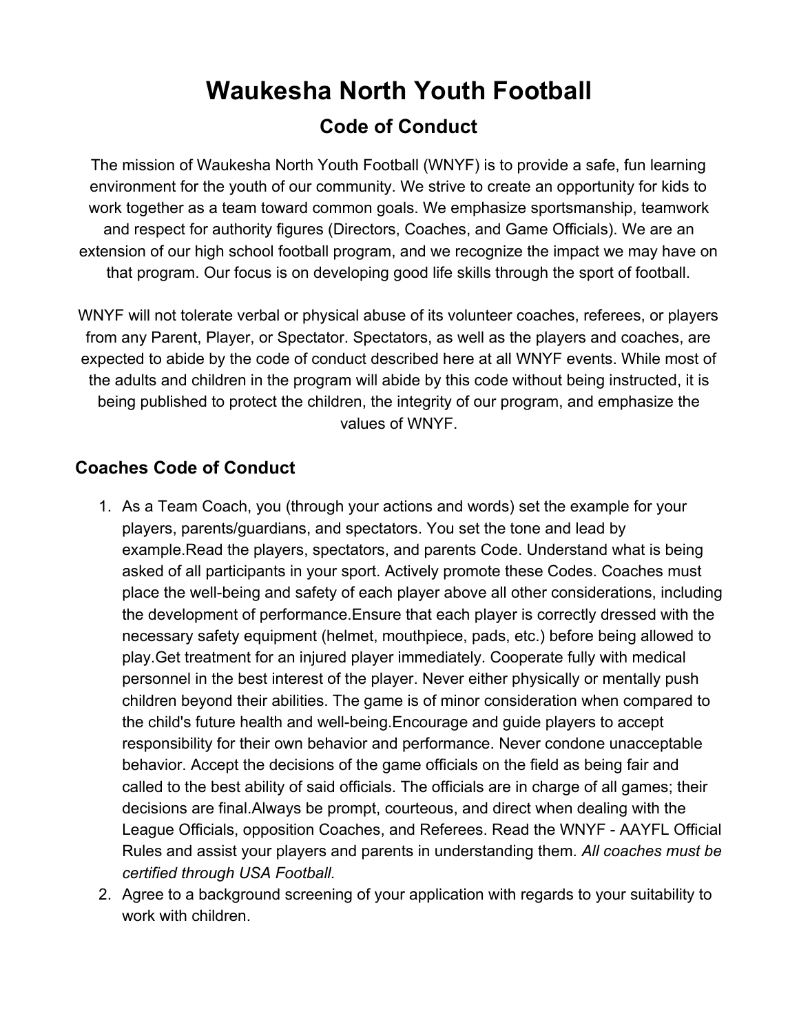# Waukesha North Youth Football

## Code of Conduct

The mission of Waukesha North Youth Football (WNYF) is to provide a safe, fun learning environment for the youth of our community. We strive to create an opportunity for kids to work together as a team toward common goals. We emphasize sportsmanship, teamwork and respect for authority figures (Directors, Coaches, and Game Officials). We are an extension of our high school football program, and we recognize the impact we may have on that program. Our focus is on developing good life skills through the sport of football.

WNYF will not tolerate verbal or physical abuse of its volunteer coaches, referees, or players from any Parent, Player, or Spectator. Spectators, as well as the players and coaches, are expected to abide by the code of conduct described here at all WNYF events. While most of the adults and children in the program will abide by this code without being instructed, it is being published to protect the children, the integrity of our program, and emphasize the values of WNYF.

### Coaches Code of Conduct

1. As a Team Coach, you (through your actions and words) set the example for your players, parents/guardians, and spectators. You set the tone and lead by example.Read the players, spectators, and parents Code. Understand what is being asked of all participants in your sport. Actively promote these Codes. Coaches must place the well-being and safety of each player above all other considerations, including the development of performance.Ensure that each player is correctly dressed with the necessary safety equipment (helmet, mouthpiece, pads, etc.) before being allowed to play.Get treatment for an injured player immediately. Cooperate fully with medical personnel in the best interest of the player. Never either physically or mentally push children beyond their abilities. The game is of minor consideration when compared to the child's future health and well-being.Encourage and guide players to accept responsibility for their own behavior and performance. Never condone unacceptable behavior. Accept the decisions of the game officials on the field as being fair and called to the best ability of said officials. The officials are in charge of all games; their decisions are final.Always be prompt, courteous, and direct when dealing with the League Officials, opposition Coaches, and Referees. Read the WNYF - AAYFL Official Rules and assist your players and parents in understanding them. *All coaches must be certified through USA Football.*
2. Agree to a background screening of your application with regards to your suitability to work with children.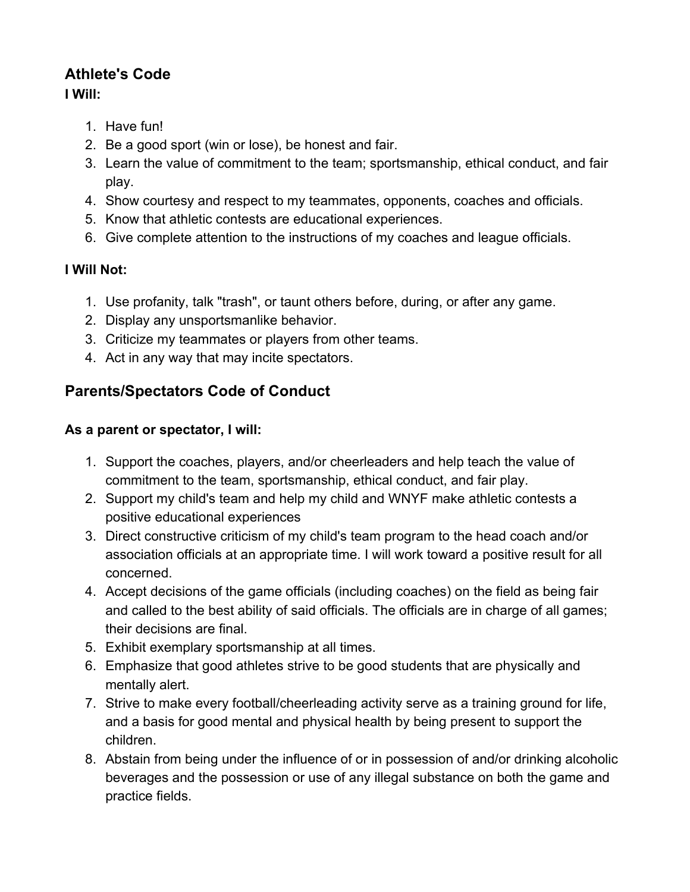## Athlete's Code

**I Will:**

1. Have fun!
2. Be a good sport (win or lose), be honest and fair.
3. Learn the value of commitment to the team; sportsmanship, ethical conduct, and fair play.
4. Show courtesy and respect to my teammates, opponents, coaches and officials.
5. Know that athletic contests are educational experiences.
6. Give complete attention to the instructions of my coaches and league officials.

**I Will Not:**

1. Use profanity, talk "trash", or taunt others before, during, or after any game.
2. Display any unsportsmanlike behavior.
3. Criticize my teammates or players from other teams.
4. Act in any way that may incite spectators.

## Parents/Spectators Code of Conduct

**As a parent or spectator, I will:**

1. Support the coaches, players, and/or cheerleaders and help teach the value of commitment to the team, sportsmanship, ethical conduct, and fair play.
2. Support my child's team and help my child and WNYF make athletic contests a positive educational experiences
3. Direct constructive criticism of my child's team program to the head coach and/or association officials at an appropriate time. I will work toward a positive result for all concerned.
4. Accept decisions of the game officials (including coaches) on the field as being fair and called to the best ability of said officials. The officials are in charge of all games; their decisions are final.
5. Exhibit exemplary sportsmanship at all times.
6. Emphasize that good athletes strive to be good students that are physically and mentally alert.
7. Strive to make every football/cheerleading activity serve as a training ground for life, and a basis for good mental and physical health by being present to support the children.
8. Abstain from being under the influence of or in possession of and/or drinking alcoholic beverages and the possession or use of any illegal substance on both the game and practice fields.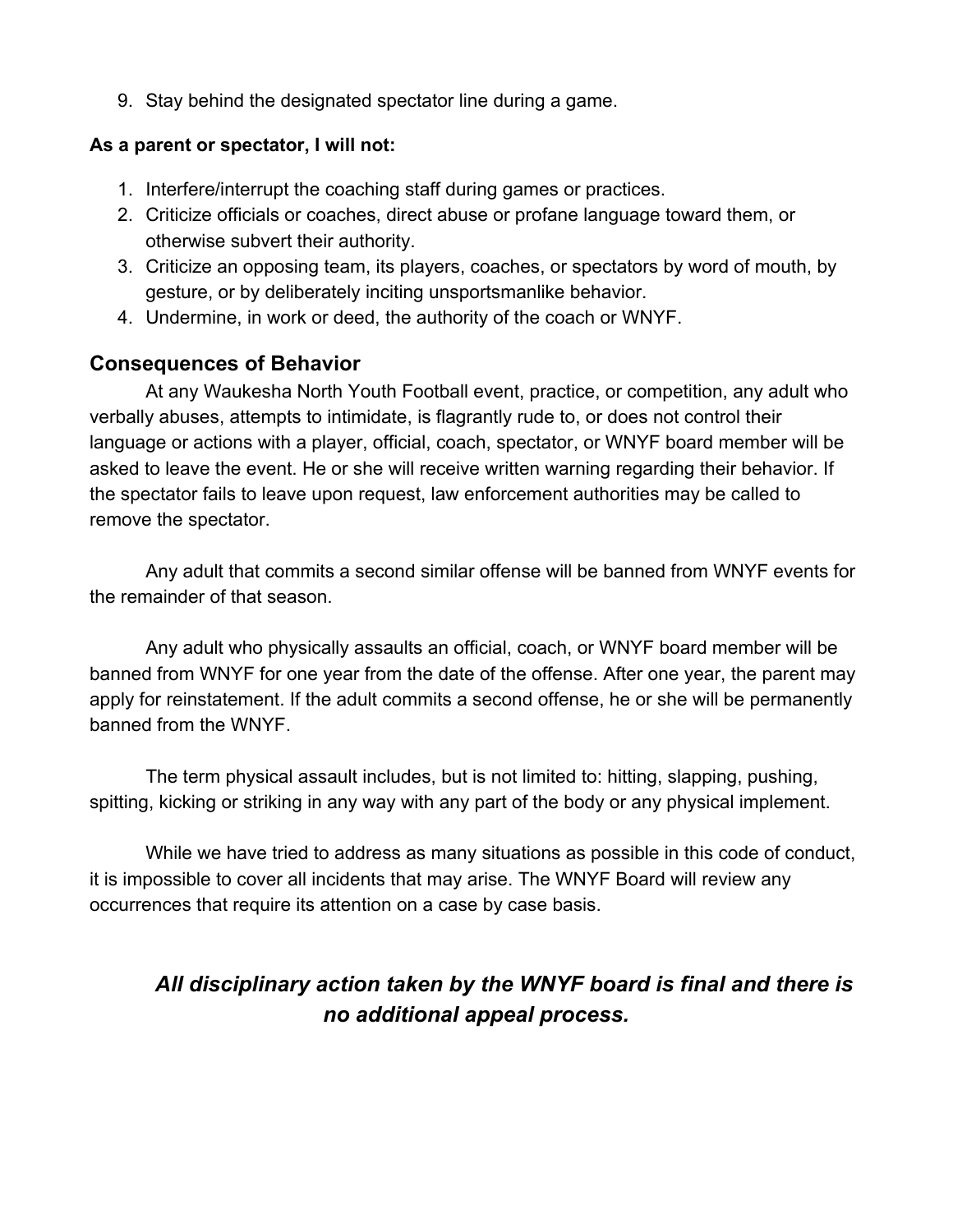9. Stay behind the designated spectator line during a game.

**As a parent or spectator, I will not:**

1. Interfere/interrupt the coaching staff during games or practices.
2. Criticize officials or coaches, direct abuse or profane language toward them, or otherwise subvert their authority.
3. Criticize an opposing team, its players, coaches, or spectators by word of mouth, by gesture, or by deliberately inciting unsportsmanlike behavior.
4. Undermine, in work or deed, the authority of the coach or WNYF.

## Consequences of Behavior

At any Waukesha North Youth Football event, practice, or competition, any adult who verbally abuses, attempts to intimidate, is flagrantly rude to, or does not control their language or actions with a player, official, coach, spectator, or WNYF board member will be asked to leave the event. He or she will receive written warning regarding their behavior. If the spectator fails to leave upon request, law enforcement authorities may be called to remove the spectator.

Any adult that commits a second similar offense will be banned from WNYF events for the remainder of that season.

Any adult who physically assaults an official, coach, or WNYF board member will be banned from WNYF for one year from the date of the offense. After one year, the parent may apply for reinstatement. If the adult commits a second offense, he or she will be permanently banned from the WNYF.

The term physical assault includes, but is not limited to: hitting, slapping, pushing, spitting, kicking or striking in any way with any part of the body or any physical implement.

While we have tried to address as many situations as possible in this code of conduct, it is impossible to cover all incidents that may arise. The WNYF Board will review any occurrences that require its attention on a case by case basis.

***All disciplinary action taken by the WNYF board is final and there is no additional appeal process.***